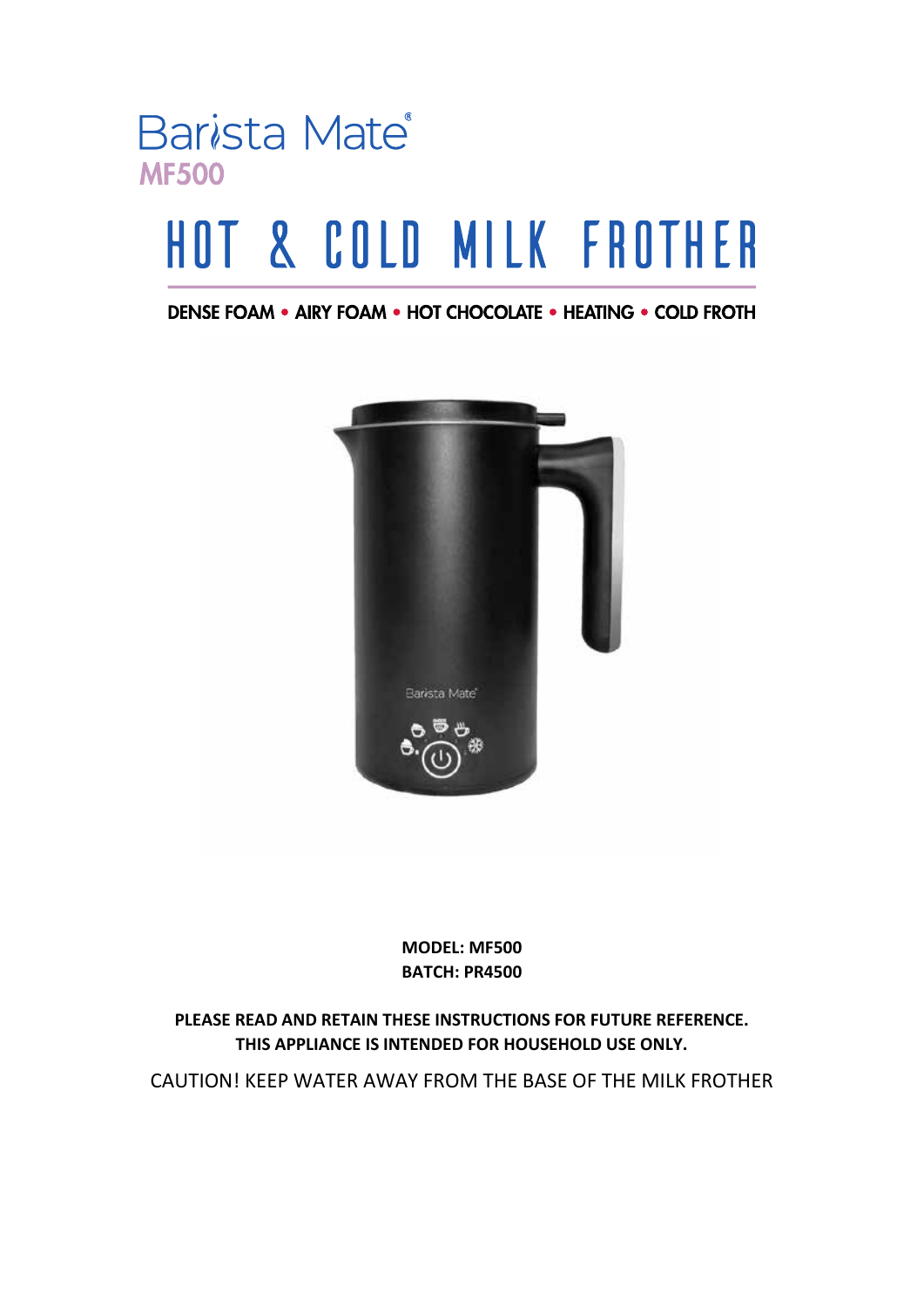# Barista Mate®

## MF500

# HOT & COLD MILK FROTHER

**DENSE FOAM • AIRY FOAM • HOT CHOCOLATE • HEATING • COLD FROTH**

**MODEL: MF500**
**BATCH: PR4500**

**PLEASE READ AND RETAIN THESE INSTRUCTIONS FOR FUTURE REFERENCE.**
**THIS APPLIANCE IS INTENDED FOR HOUSEHOLD USE ONLY.**

CAUTION! KEEP WATER AWAY FROM THE BASE OF THE MILK FROTHER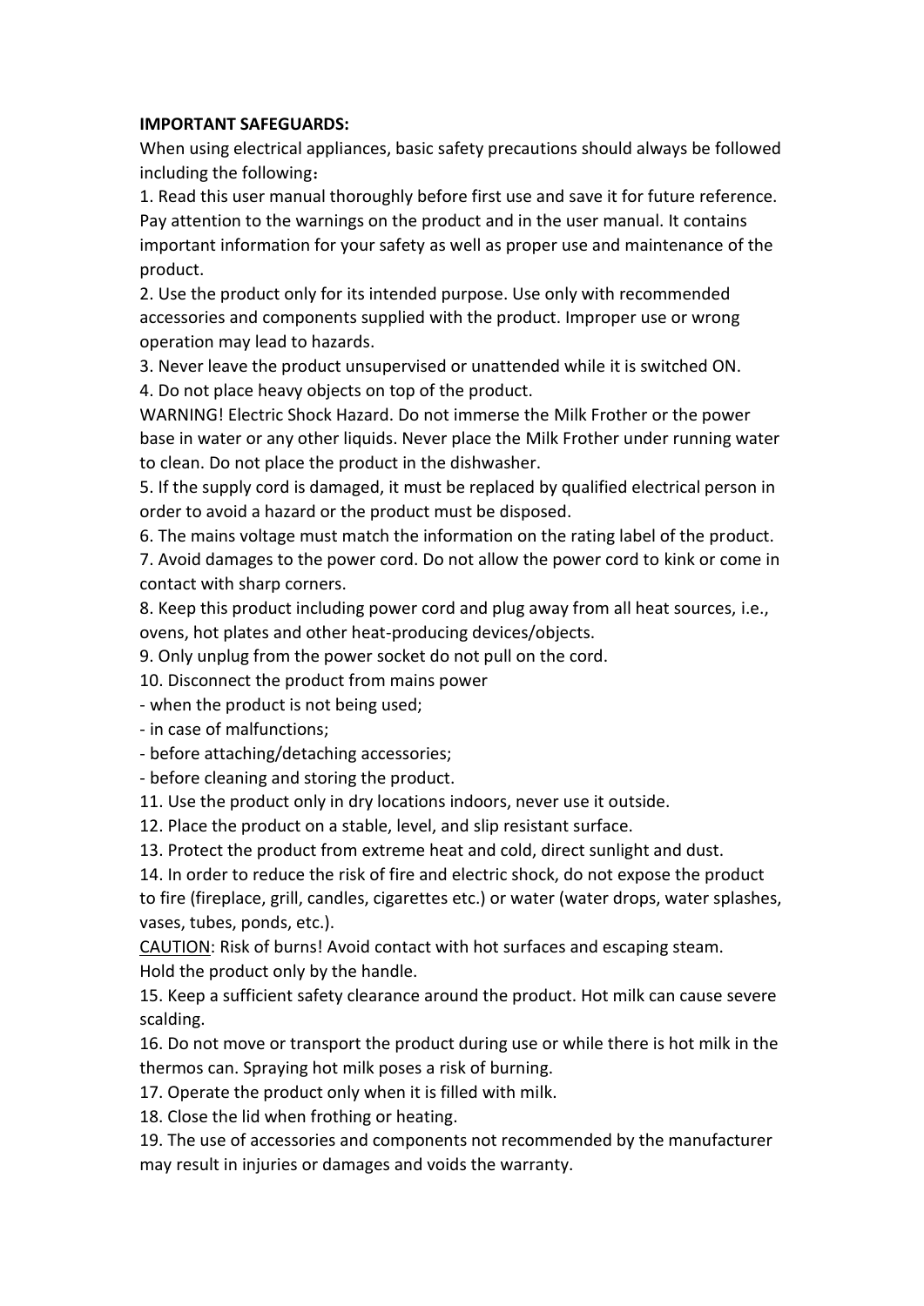**IMPORTANT SAFEGUARDS:**

When using electrical appliances, basic safety precautions should always be followed including the following：

1. Read this user manual thoroughly before first use and save it for future reference. Pay attention to the warnings on the product and in the user manual. It contains important information for your safety as well as proper use and maintenance of the product.
2. Use the product only for its intended purpose. Use only with recommended accessories and components supplied with the product. Improper use or wrong operation may lead to hazards.
3. Never leave the product unsupervised or unattended while it is switched ON.
4. Do not place heavy objects on top of the product.

WARNING! Electric Shock Hazard. Do not immerse the Milk Frother or the power base in water or any other liquids. Never place the Milk Frother under running water to clean. Do not place the product in the dishwasher.

5. If the supply cord is damaged, it must be replaced by qualified electrical person in order to avoid a hazard or the product must be disposed.
6. The mains voltage must match the information on the rating label of the product.
7. Avoid damages to the power cord. Do not allow the power cord to kink or come in contact with sharp corners.
8. Keep this product including power cord and plug away from all heat sources, i.e., ovens, hot plates and other heat-producing devices/objects.
9. Only unplug from the power socket do not pull on the cord.
10. Disconnect the product from mains power
    - when the product is not being used;
    - in case of malfunctions;
    - before attaching/detaching accessories;
    - before cleaning and storing the product.
11. Use the product only in dry locations indoors, never use it outside.
12. Place the product on a stable, level, and slip resistant surface.
13. Protect the product from extreme heat and cold, direct sunlight and dust.
14. In order to reduce the risk of fire and electric shock, do not expose the product to fire (fireplace, grill, candles, cigarettes etc.) or water (water drops, water splashes, vases, tubes, ponds, etc.).

<u>CAUTION</u>: Risk of burns! Avoid contact with hot surfaces and escaping steam. Hold the product only by the handle.

15. Keep a sufficient safety clearance around the product. Hot milk can cause severe scalding.
16. Do not move or transport the product during use or while there is hot milk in the thermos can. Spraying hot milk poses a risk of burning.
17. Operate the product only when it is filled with milk.
18. Close the lid when frothing or heating.
19. The use of accessories and components not recommended by the manufacturer may result in injuries or damages and voids the warranty.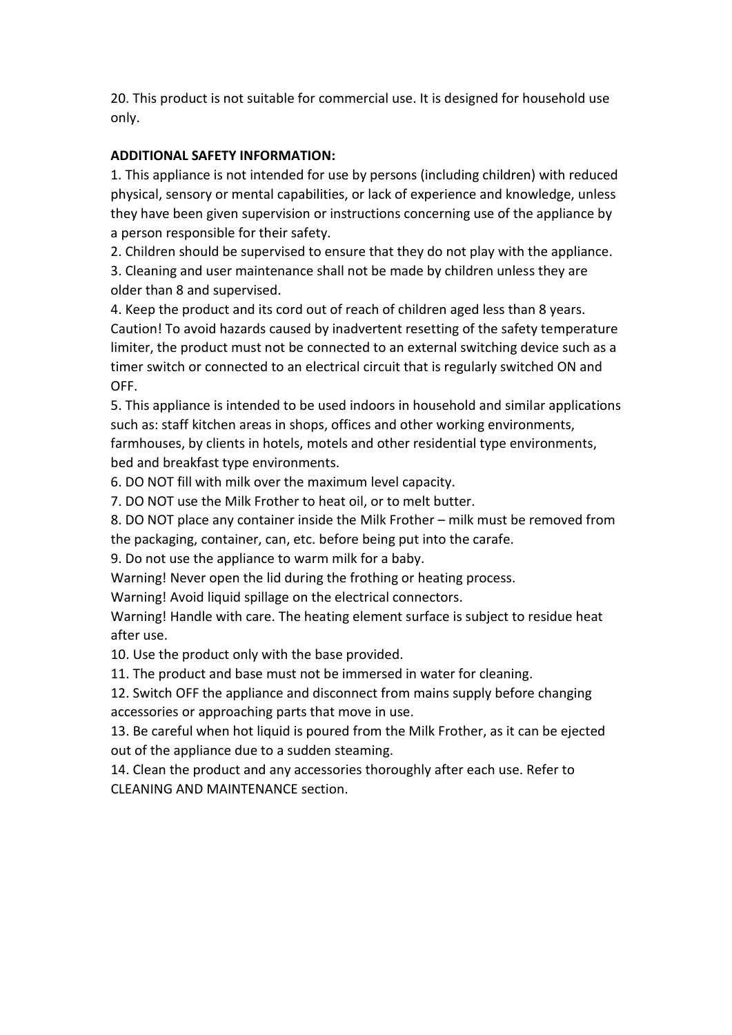20. This product is not suitable for commercial use. It is designed for household use only.

**ADDITIONAL SAFETY INFORMATION:**

1. This appliance is not intended for use by persons (including children) with reduced physical, sensory or mental capabilities, or lack of experience and knowledge, unless they have been given supervision or instructions concerning use of the appliance by a person responsible for their safety.
2. Children should be supervised to ensure that they do not play with the appliance.
3. Cleaning and user maintenance shall not be made by children unless they are older than 8 and supervised.
4. Keep the product and its cord out of reach of children aged less than 8 years.

Caution! To avoid hazards caused by inadvertent resetting of the safety temperature limiter, the product must not be connected to an external switching device such as a timer switch or connected to an electrical circuit that is regularly switched ON and OFF.

5. This appliance is intended to be used indoors in household and similar applications such as: staff kitchen areas in shops, offices and other working environments, farmhouses, by clients in hotels, motels and other residential type environments, bed and breakfast type environments.
6. DO NOT fill with milk over the maximum level capacity.
7. DO NOT use the Milk Frother to heat oil, or to melt butter.
8. DO NOT place any container inside the Milk Frother – milk must be removed from the packaging, container, can, etc. before being put into the carafe.
9. Do not use the appliance to warm milk for a baby.

Warning! Never open the lid during the frothing or heating process.

Warning! Avoid liquid spillage on the electrical connectors.

Warning! Handle with care. The heating element surface is subject to residue heat after use.

10. Use the product only with the base provided.
11. The product and base must not be immersed in water for cleaning.
12. Switch OFF the appliance and disconnect from mains supply before changing accessories or approaching parts that move in use.
13. Be careful when hot liquid is poured from the Milk Frother, as it can be ejected out of the appliance due to a sudden steaming.
14. Clean the product and any accessories thoroughly after each use. Refer to CLEANING AND MAINTENANCE section.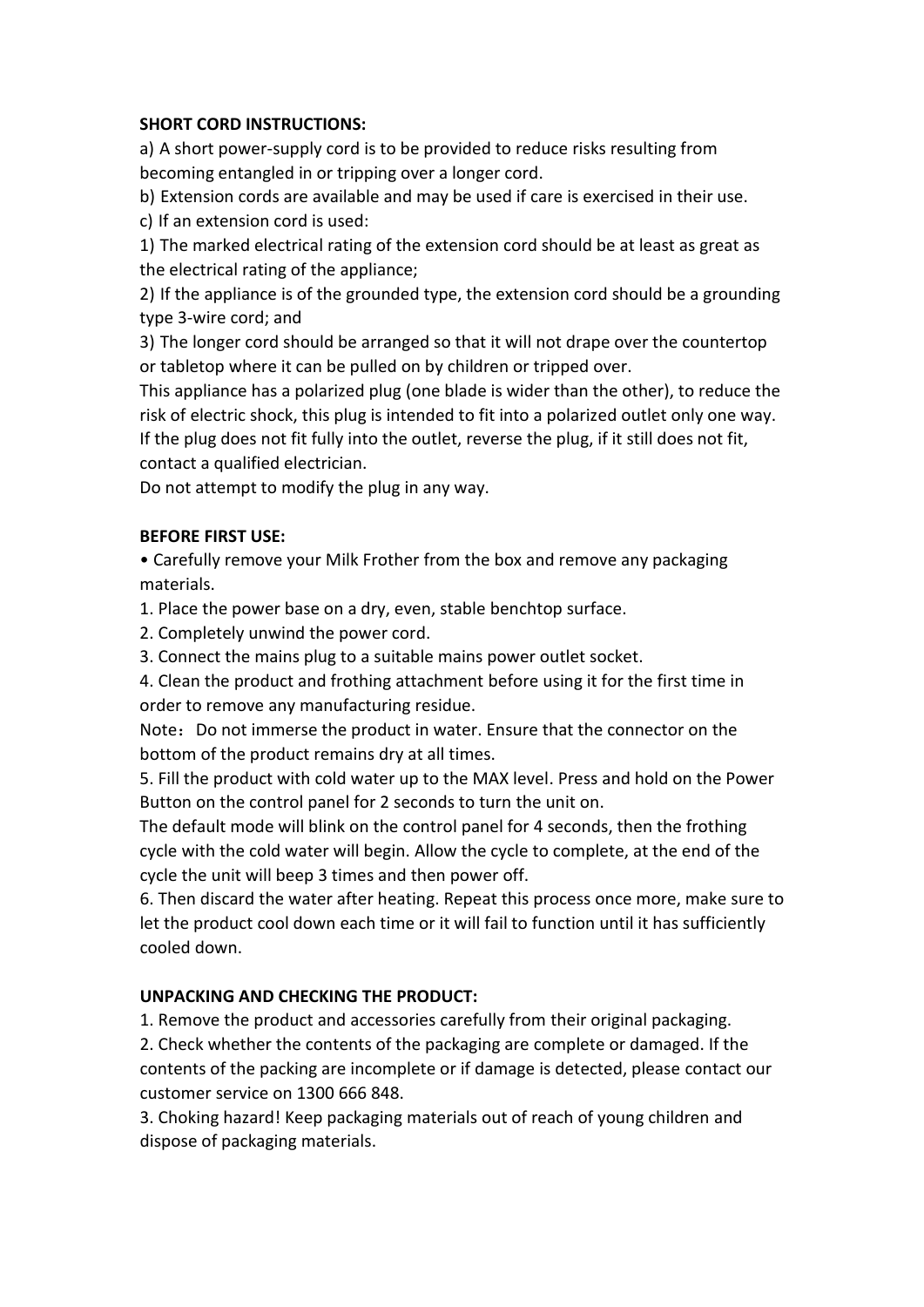**SHORT CORD INSTRUCTIONS:**

a) A short power-supply cord is to be provided to reduce risks resulting from becoming entangled in or tripping over a longer cord.

b) Extension cords are available and may be used if care is exercised in their use.

c) If an extension cord is used:

1) The marked electrical rating of the extension cord should be at least as great as the electrical rating of the appliance;

2) If the appliance is of the grounded type, the extension cord should be a grounding type 3-wire cord; and

3) The longer cord should be arranged so that it will not drape over the countertop or tabletop where it can be pulled on by children or tripped over.

This appliance has a polarized plug (one blade is wider than the other), to reduce the risk of electric shock, this plug is intended to fit into a polarized outlet only one way. If the plug does not fit fully into the outlet, reverse the plug, if it still does not fit, contact a qualified electrician.

Do not attempt to modify the plug in any way.

**BEFORE FIRST USE:**

• Carefully remove your Milk Frother from the box and remove any packaging materials.

1. Place the power base on a dry, even, stable benchtop surface.
2. Completely unwind the power cord.
3. Connect the mains plug to a suitable mains power outlet socket.
4. Clean the product and frothing attachment before using it for the first time in order to remove any manufacturing residue.

Note：Do not immerse the product in water. Ensure that the connector on the bottom of the product remains dry at all times.

5. Fill the product with cold water up to the MAX level. Press and hold on the Power Button on the control panel for 2 seconds to turn the unit on.

The default mode will blink on the control panel for 4 seconds, then the frothing cycle with the cold water will begin. Allow the cycle to complete, at the end of the cycle the unit will beep 3 times and then power off.

6. Then discard the water after heating. Repeat this process once more, make sure to let the product cool down each time or it will fail to function until it has sufficiently cooled down.

**UNPACKING AND CHECKING THE PRODUCT:**

1. Remove the product and accessories carefully from their original packaging.
2. Check whether the contents of the packaging are complete or damaged. If the contents of the packing are incomplete or if damage is detected, please contact our customer service on 1300 666 848.
3. Choking hazard! Keep packaging materials out of reach of young children and dispose of packaging materials.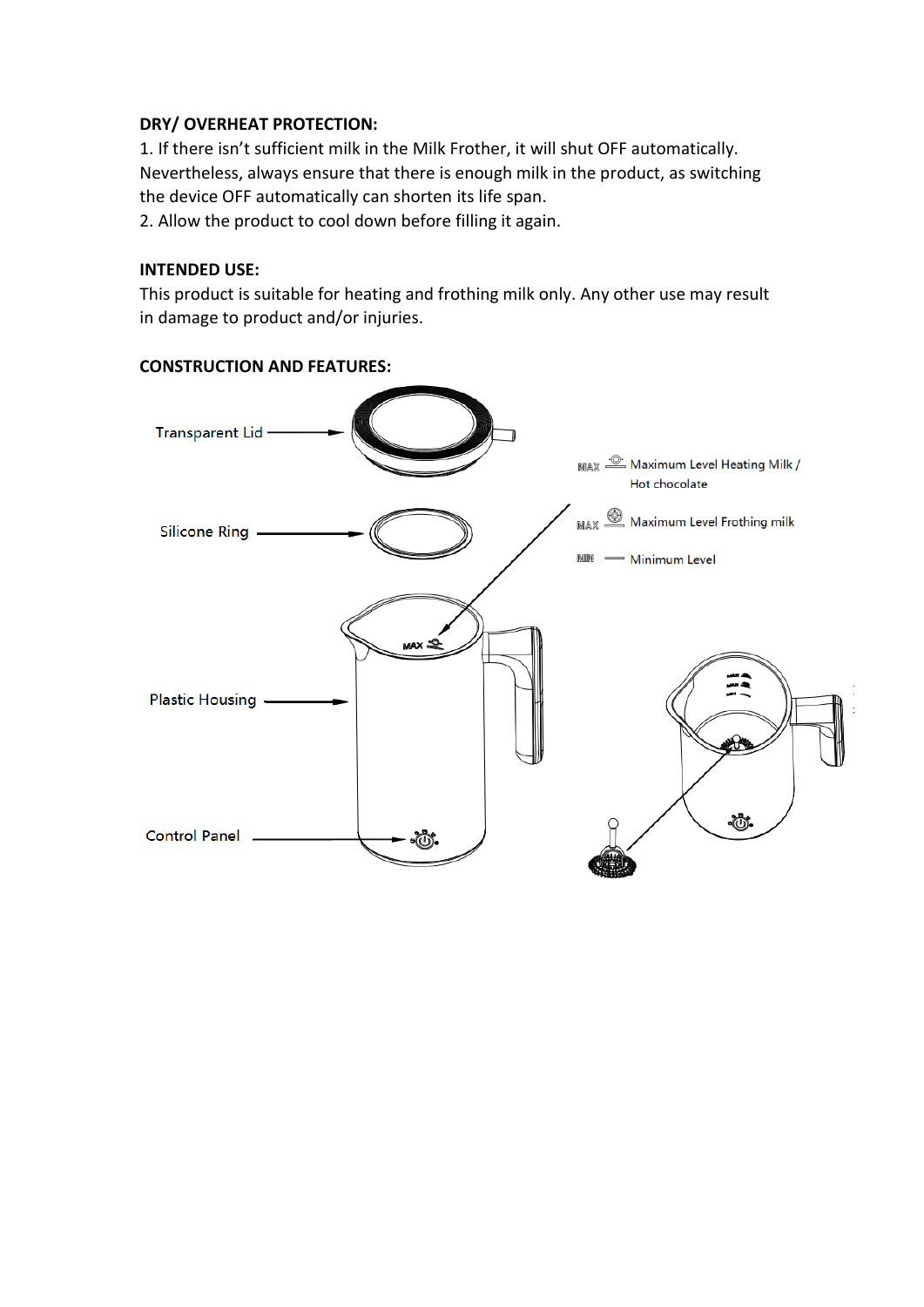**DRY/ OVERHEAT PROTECTION:**

1. If there isn't sufficient milk in the Milk Frother, it will shut OFF automatically. Nevertheless, always ensure that there is enough milk in the product, as switching the device OFF automatically can shorten its life span.
2. Allow the product to cool down before filling it again.

**INTENDED USE:**

This product is suitable for heating and frothing milk only. Any other use may result in damage to product and/or injuries.

**CONSTRUCTION AND FEATURES:**

Transparent Lid

Silicone Ring

Plastic Housing

Control Panel

MAX — Maximum Level Heating Milk / Hot chocolate

MAX — Maximum Level Frothing milk

MIN — Minimum Level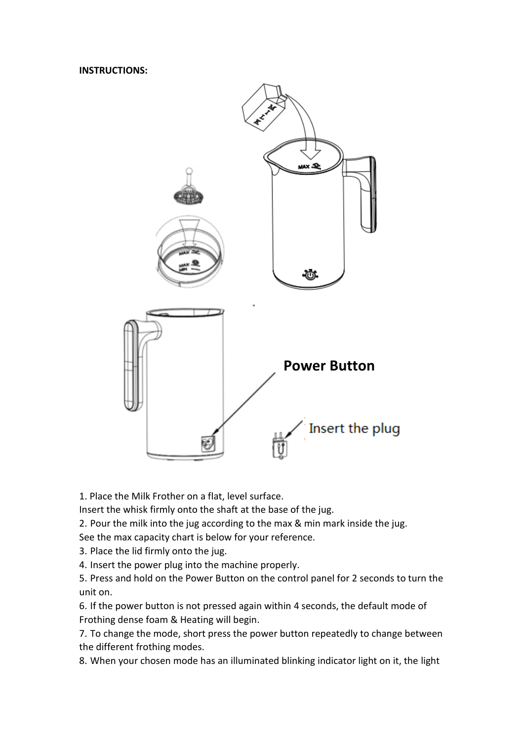**INSTRUCTIONS:**

Power Button

Insert the plug

1. Place the Milk Frother on a flat, level surface.
Insert the whisk firmly onto the shaft at the base of the jug.
2. Pour the milk into the jug according to the max & min mark inside the jug.
See the max capacity chart is below for your reference.
3. Place the lid firmly onto the jug.
4. Insert the power plug into the machine properly.
5. Press and hold on the Power Button on the control panel for 2 seconds to turn the unit on.
6. If the power button is not pressed again within 4 seconds, the default mode of Frothing dense foam & Heating will begin.
7. To change the mode, short press the power button repeatedly to change between the different frothing modes.
8. When your chosen mode has an illuminated blinking indicator light on it, the light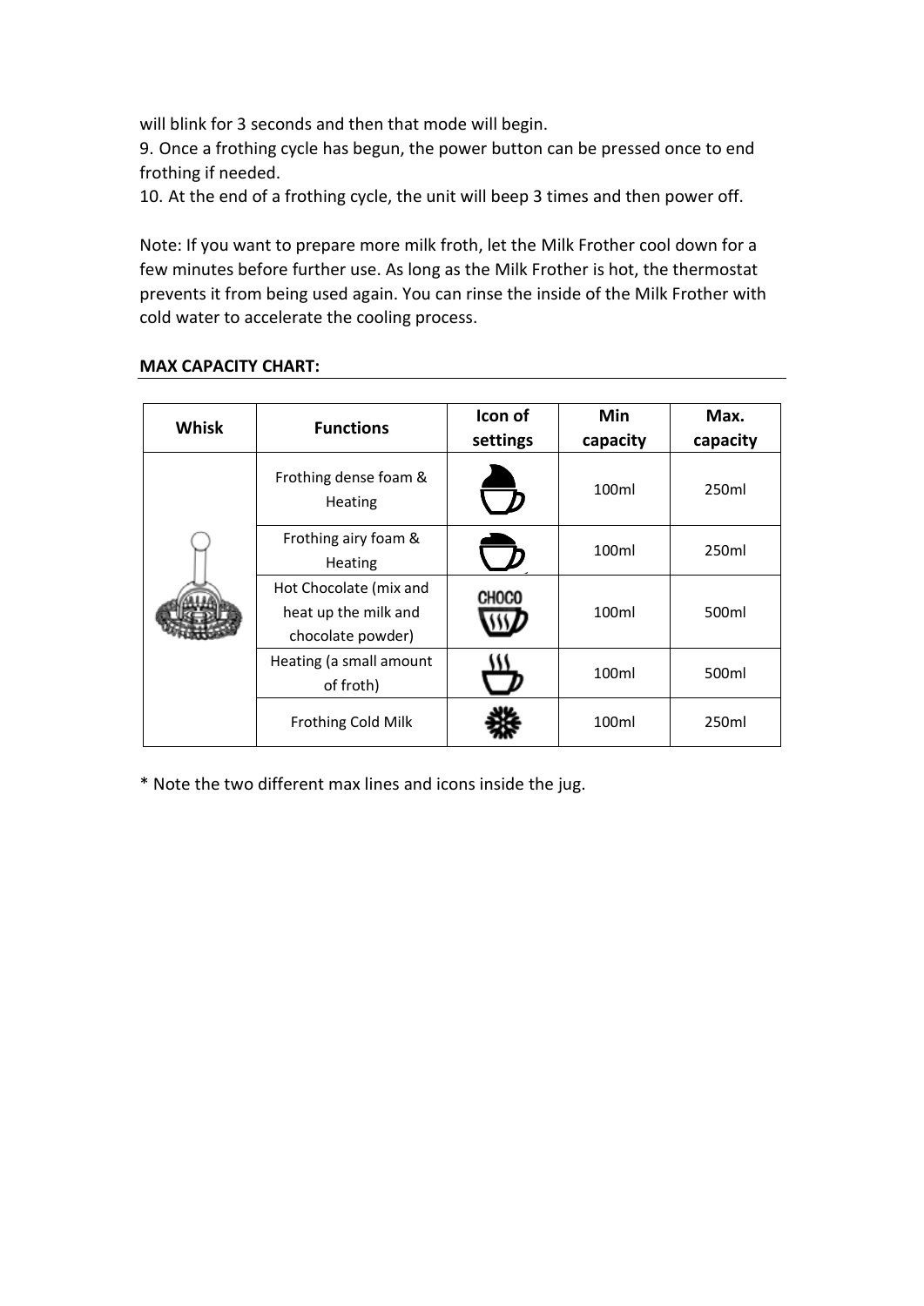will blink for 3 seconds and then that mode will begin.

9. Once a frothing cycle has begun, the power button can be pressed once to end frothing if needed.

10. At the end of a frothing cycle, the unit will beep 3 times and then power off.

Note: If you want to prepare more milk froth, let the Milk Frother cool down for a few minutes before further use. As long as the Milk Frother is hot, the thermostat prevents it from being used again. You can rinse the inside of the Milk Frother with cold water to accelerate the cooling process.

**MAX CAPACITY CHART:**

| Whisk | Functions | Icon of settings | Min capacity | Max. capacity |
|---|---|---|---|---|
| | Frothing dense foam & Heating | | 100ml | 250ml |
| | Frothing airy foam & Heating | | 100ml | 250ml |
| | Hot Chocolate (mix and heat up the milk and chocolate powder) | CHOCO | 100ml | 500ml |
| | Heating (a small amount of froth) | | 100ml | 500ml |
| | Frothing Cold Milk | | 100ml | 250ml |

* Note the two different max lines and icons inside the jug.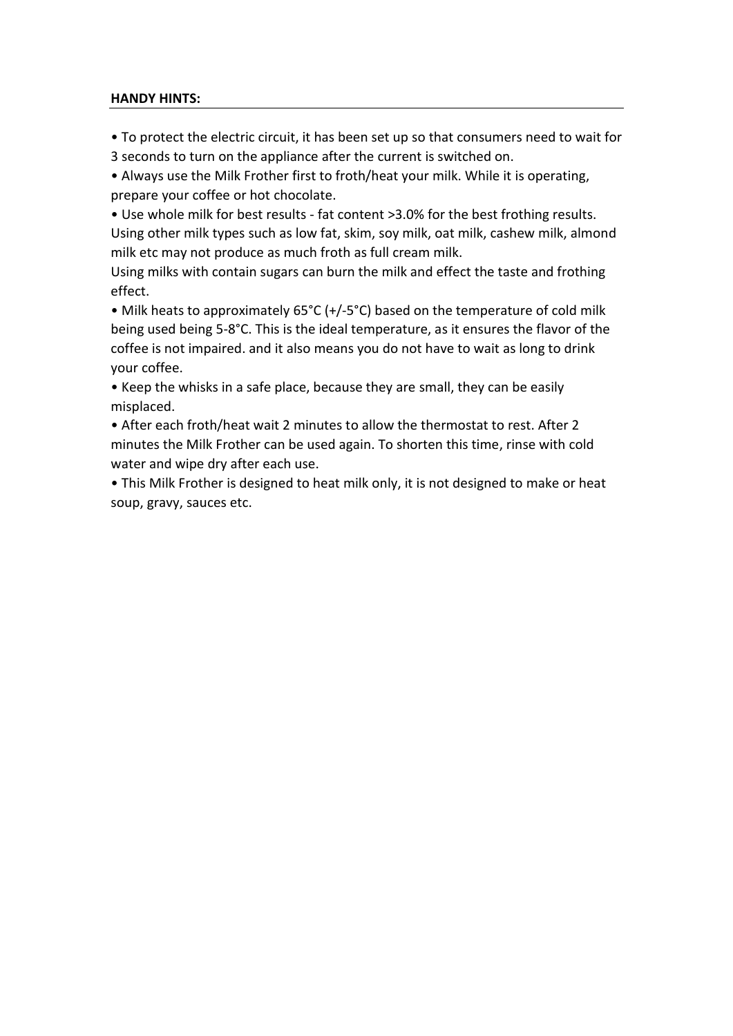**HANDY HINTS:**

- To protect the electric circuit, it has been set up so that consumers need to wait for 3 seconds to turn on the appliance after the current is switched on.
- Always use the Milk Frother first to froth/heat your milk. While it is operating, prepare your coffee or hot chocolate.
- Use whole milk for best results - fat content >3.0% for the best frothing results. Using other milk types such as low fat, skim, soy milk, oat milk, cashew milk, almond milk etc may not produce as much froth as full cream milk.
Using milks with contain sugars can burn the milk and effect the taste and frothing effect.
- Milk heats to approximately 65°C (+/-5°C) based on the temperature of cold milk being used being 5-8°C. This is the ideal temperature, as it ensures the flavor of the coffee is not impaired. and it also means you do not have to wait as long to drink your coffee.
- Keep the whisks in a safe place, because they are small, they can be easily misplaced.
- After each froth/heat wait 2 minutes to allow the thermostat to rest. After 2 minutes the Milk Frother can be used again. To shorten this time, rinse with cold water and wipe dry after each use.
- This Milk Frother is designed to heat milk only, it is not designed to make or heat soup, gravy, sauces etc.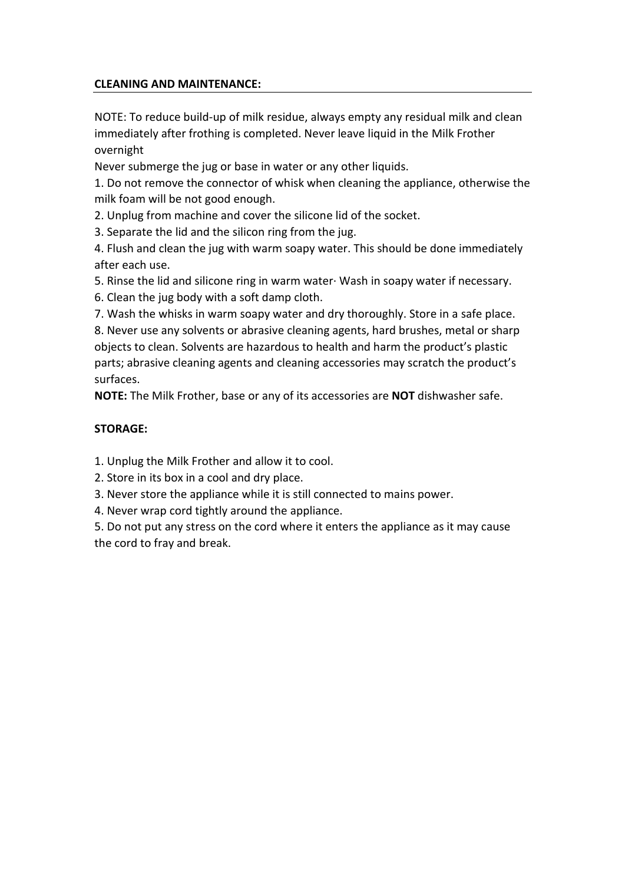**CLEANING AND MAINTENANCE:**

NOTE: To reduce build-up of milk residue, always empty any residual milk and clean immediately after frothing is completed. Never leave liquid in the Milk Frother overnight

Never submerge the jug or base in water or any other liquids.

1. Do not remove the connector of whisk when cleaning the appliance, otherwise the milk foam will be not good enough.
2. Unplug from machine and cover the silicone lid of the socket.
3. Separate the lid and the silicon ring from the jug.
4. Flush and clean the jug with warm soapy water. This should be done immediately after each use.
5. Rinse the lid and silicone ring in warm water· Wash in soapy water if necessary.
6. Clean the jug body with a soft damp cloth.
7. Wash the whisks in warm soapy water and dry thoroughly. Store in a safe place.
8. Never use any solvents or abrasive cleaning agents, hard brushes, metal or sharp objects to clean. Solvents are hazardous to health and harm the product's plastic parts; abrasive cleaning agents and cleaning accessories may scratch the product's surfaces.

**NOTE:** The Milk Frother, base or any of its accessories are **NOT** dishwasher safe.

**STORAGE:**

1. Unplug the Milk Frother and allow it to cool.
2. Store in its box in a cool and dry place.
3. Never store the appliance while it is still connected to mains power.
4. Never wrap cord tightly around the appliance.
5. Do not put any stress on the cord where it enters the appliance as it may cause the cord to fray and break.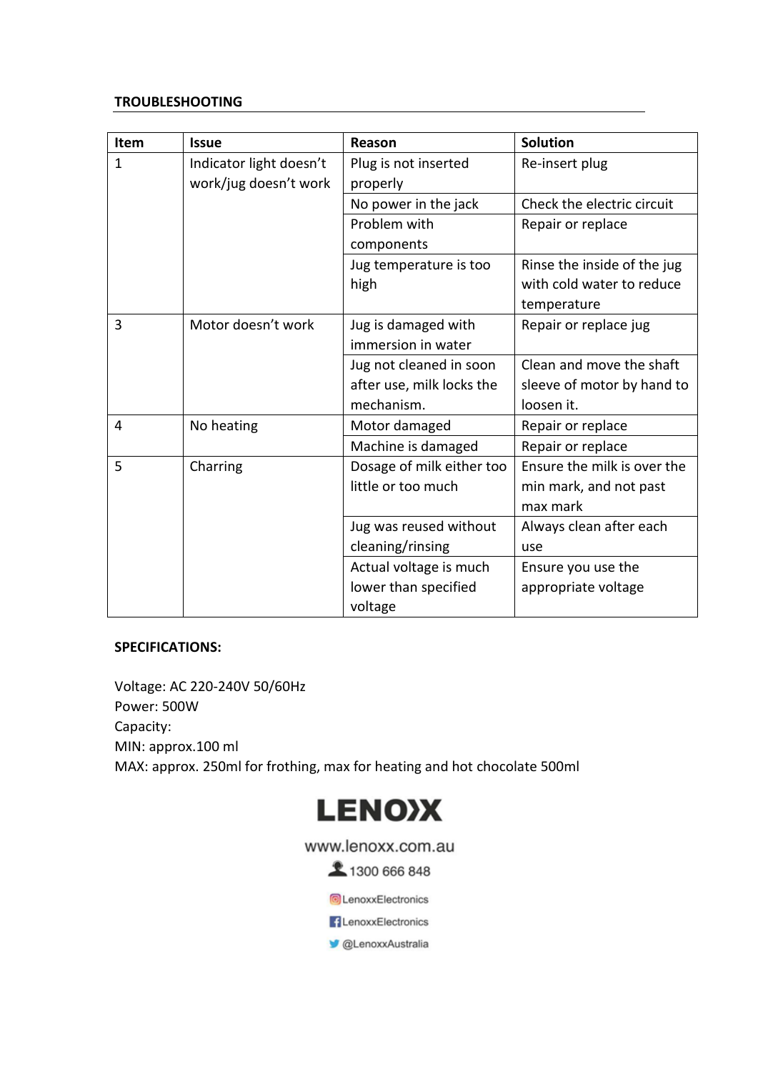## TROUBLESHOOTING

| Item | Issue | Reason | Solution |
| --- | --- | --- | --- |
| 1 | Indicator light doesn't work/jug doesn't work | Plug is not inserted properly | Re-insert plug |
| | | No power in the jack | Check the electric circuit |
| | | Problem with components | Repair or replace |
| | | Jug temperature is too high | Rinse the inside of the jug with cold water to reduce temperature |
| 3 | Motor doesn't work | Jug is damaged with immersion in water | Repair or replace jug |
| | | Jug not cleaned in soon after use, milk locks the mechanism. | Clean and move the shaft sleeve of motor by hand to loosen it. |
| 4 | No heating | Motor damaged | Repair or replace |
| | | Machine is damaged | Repair or replace |
| 5 | Charring | Dosage of milk either too little or too much | Ensure the milk is over the min mark, and not past max mark |
| | | Jug was reused without cleaning/rinsing | Always clean after each use |
| | | Actual voltage is much lower than specified voltage | Ensure you use the appropriate voltage |

**SPECIFICATIONS:**

Voltage: AC 220-240V 50/60Hz
Power: 500W
Capacity:
MIN: approx.100 ml
MAX: approx. 250ml for frothing, max for heating and hot chocolate 500ml

**LENOXX**

www.lenoxx.com.au

1300 666 848

LenoxxElectronics

LenoxxElectronics

@LenoxxAustralia